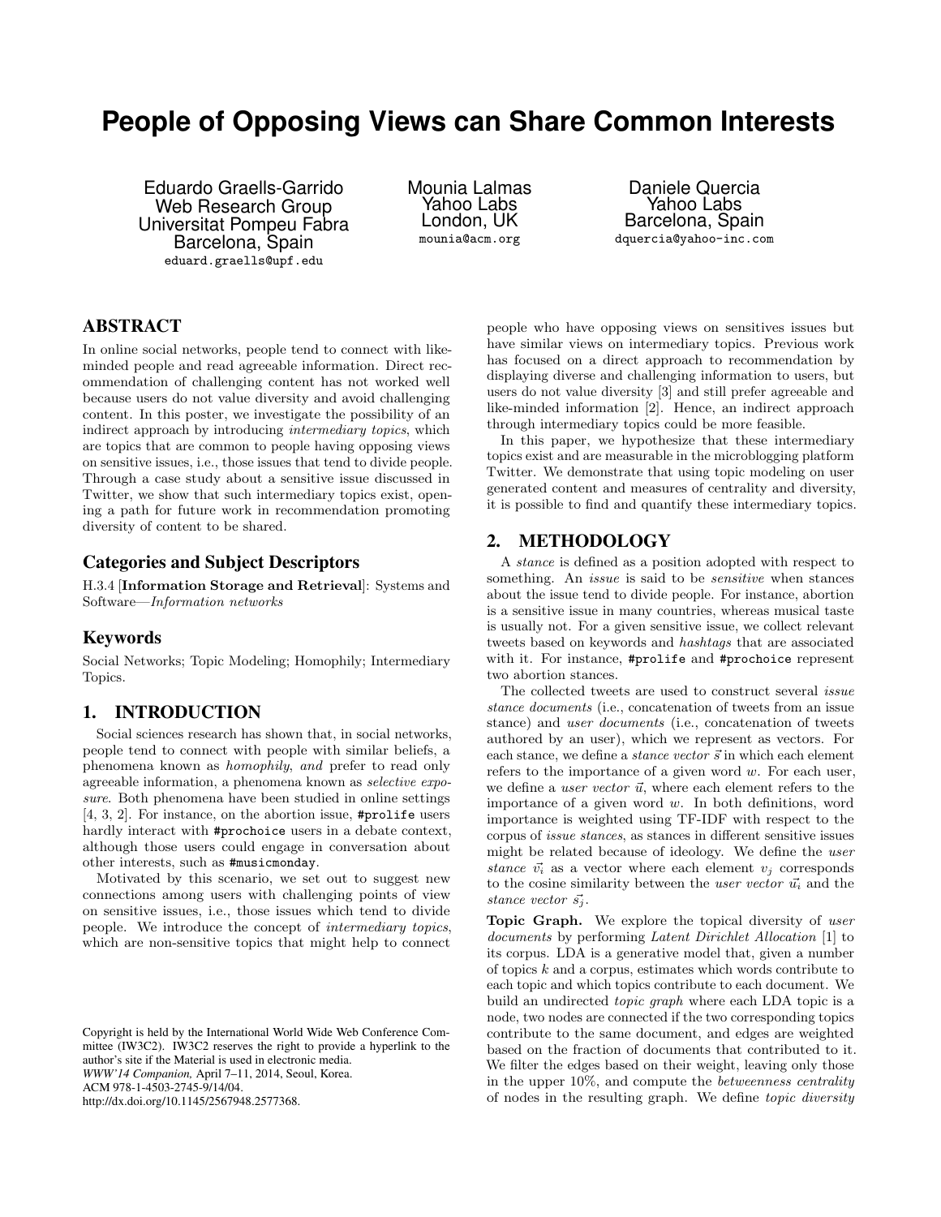# People of Opposing Views can Share Common Interests

Eduardo Graells-Garrido
Web Research Group
Universitat Pompeu Fabra
Barcelona, Spain
eduard.graells@upf.edu

Mounia Lalmas
Yahoo Labs
London, UK
mounia@acm.org

Daniele Quercia
Yahoo Labs
Barcelona, Spain
dquercia@yahoo-inc.com

## ABSTRACT

In online social networks, people tend to connect with like-minded people and read agreeable information. Direct recommendation of challenging content has not worked well because users do not value diversity and avoid challenging content. In this poster, we investigate the possibility of an indirect approach by introducing *intermediary topics*, which are topics that are common to people having opposing views on sensitive issues, i.e., those issues that tend to divide people. Through a case study about a sensitive issue discussed in Twitter, we show that such intermediary topics exist, opening a path for future work in recommendation promoting diversity of content to be shared.

### Categories and Subject Descriptors

H.3.4 [**Information Storage and Retrieval**]: Systems and Software—*Information networks*

### Keywords

Social Networks; Topic Modeling; Homophily; Intermediary Topics.

## 1. INTRODUCTION

Social sciences research has shown that, in social networks, people tend to connect with people with similar beliefs, a phenomena known as *homophily*, *and* prefer to read only agreeable information, a phenomena known as *selective exposure*. Both phenomena have been studied in online settings [4, 3, 2]. For instance, on the abortion issue, `#prolife` users hardly interact with `#prochoice` users in a debate context, although those users could engage in conversation about other interests, such as `#musicmonday`.

Motivated by this scenario, we set out to suggest new connections among users with challenging points of view on sensitive issues, i.e., those issues which tend to divide people. We introduce the concept of *intermediary topics*, which are non-sensitive topics that might help to connect people who have opposing views on sensitives issues but have similar views on intermediary topics. Previous work has focused on a direct approach to recommendation by displaying diverse and challenging information to users, but users do not value diversity [3] and still prefer agreeable and like-minded information [2]. Hence, an indirect approach through intermediary topics could be more feasible.

In this paper, we hypothesize that these intermediary topics exist and are measurable in the microblogging platform Twitter. We demonstrate that using topic modeling on user generated content and measures of centrality and diversity, it is possible to find and quantify these intermediary topics.

## 2. METHODOLOGY

A *stance* is defined as a position adopted with respect to something. An *issue* is said to be *sensitive* when stances about the issue tend to divide people. For instance, abortion is a sensitive issue in many countries, whereas musical taste is usually not. For a given sensitive issue, we collect relevant tweets based on keywords and *hashtags* that are associated with it. For instance, `#prolife` and `#prochoice` represent two abortion stances.

The collected tweets are used to construct several *issue stance documents* (i.e., concatenation of tweets from an issue stance) and *user documents* (i.e., concatenation of tweets authored by an user), which we represent as vectors. For each stance, we define a *stance vector* $\vec{s}$ in which each element refers to the importance of a given word $w$. For each user, we define a *user vector* $\vec{u}$, where each element refers to the importance of a given word $w$. In both definitions, word importance is weighted using TF-IDF with respect to the corpus of *issue stances*, as stances in different sensitive issues might be related because of ideology. We define the *user stance* $\vec{v_i}$ as a vector where each element $v_j$ corresponds to the cosine similarity between the *user vector* $\vec{u_i}$ and the *stance vector* $\vec{s_j}$.

**Topic Graph.** We explore the topical diversity of *user documents* by performing *Latent Dirichlet Allocation* [1] to its corpus. LDA is a generative model that, given a number of topics $k$ and a corpus, estimates which words contribute to each topic and which topics contribute to each document. We build an undirected *topic graph* where each LDA topic is a node, two nodes are connected if the two corresponding topics contribute to the same document, and edges are weighted based on the fraction of documents that contributed to it. We filter the edges based on their weight, leaving only those in the upper 10%, and compute the *betweenness centrality* of nodes in the resulting graph. We define *topic diversity*

Copyright is held by the International World Wide Web Conference Committee (IW3C2). IW3C2 reserves the right to provide a hyperlink to the author's site if the Material is used in electronic media.
*WWW'14 Companion,* April 7–11, 2014, Seoul, Korea.
ACM 978-1-4503-2745-9/14/04.
http://dx.doi.org/10.1145/2567948.2577368.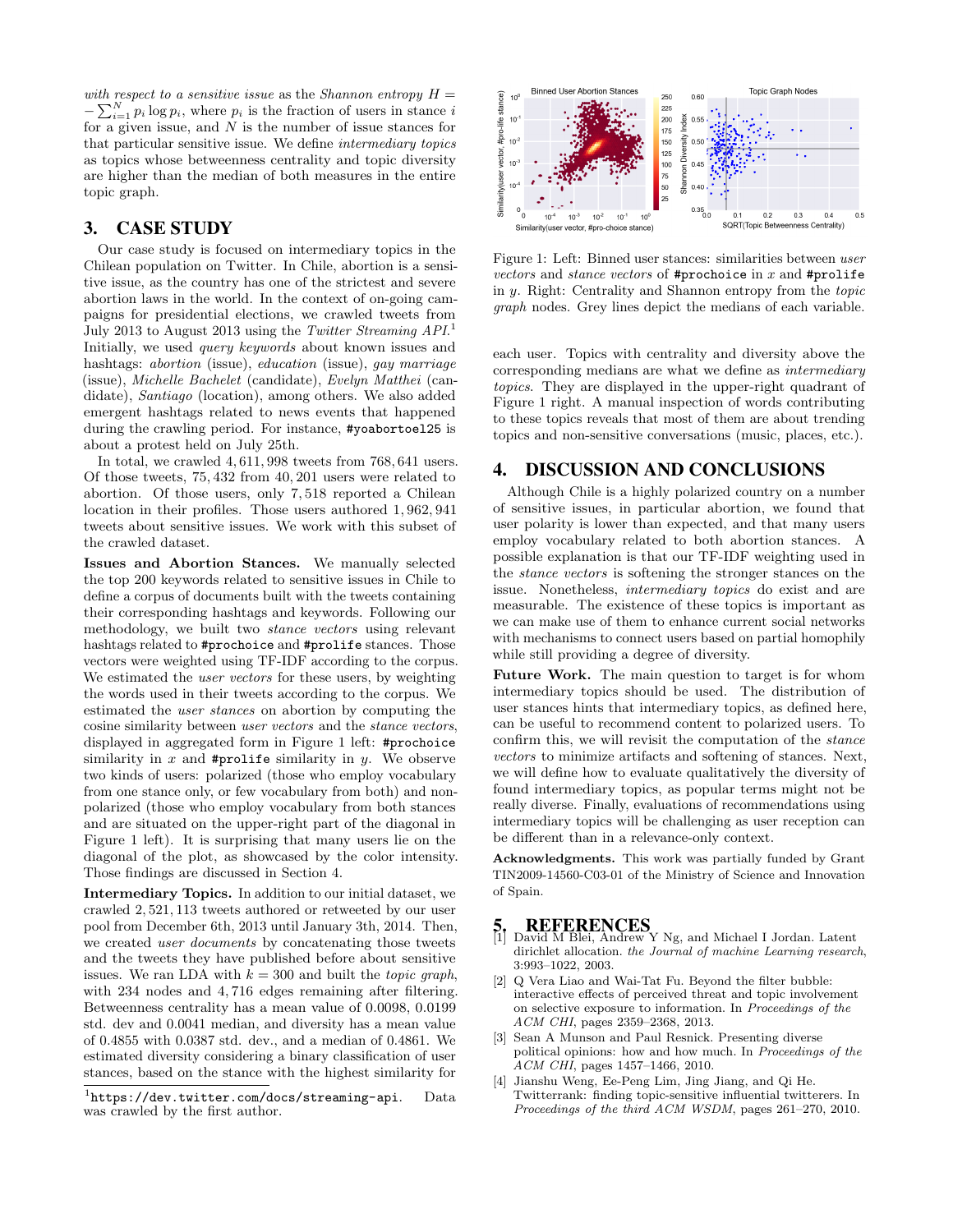*with respect to a sensitive issue* as the Shannon entropy $H = -\sum_{i=1}^{N} p_i \log p_i$, where $p_i$ is the fraction of users in stance $i$ for a given issue, and $N$ is the number of issue stances for that particular sensitive issue. We define *intermediary topics* as topics whose betweenness centrality and topic diversity are higher than the median of both measures in the entire topic graph.

## 3. CASE STUDY

Our case study is focused on intermediary topics in the Chilean population on Twitter. In Chile, abortion is a sensitive issue, as the country has one of the strictest and severe abortion laws in the world. In the context of on-going campaigns for presidential elections, we crawled tweets from July 2013 to August 2013 using the *Twitter Streaming API*.[1] Initially, we used *query keywords* about known issues and hashtags: *abortion* (issue), *education* (issue), *gay marriage* (issue), *Michelle Bachelet* (candidate), *Evelyn Matthei* (candidate), *Santiago* (location), among others. We also added emergent hashtags related to news events that happened during the crawling period. For instance, #yoabortoel25 is about a protest held on July 25th.

In total, we crawled 4,611,998 tweets from 768,641 users. Of those tweets, 75,432 from 40,201 users were related to abortion. Of those users, only 7,518 reported a Chilean location in their profiles. Those users authored 1,962,941 tweets about sensitive issues. We work with this subset of the crawled dataset.

**Issues and Abortion Stances.** We manually selected the top 200 keywords related to sensitive issues in Chile to define a corpus of documents built with the tweets containing their corresponding hashtags and keywords. Following our methodology, we built two *stance vectors* using relevant hashtags related to #prochoice and #prolife stances. Those vectors were weighted using TF-IDF according to the corpus. We estimated the *user vectors* for these users, by weighting the words used in their tweets according to the corpus. We estimated the *user stances* on abortion by computing the cosine similarity between *user vectors* and the *stance vectors*, displayed in aggregated form in Figure 1 left: #prochoice similarity in $x$ and #prolife similarity in $y$. We observe two kinds of users: polarized (those who employ vocabulary from one stance only, or few vocabulary from both) and non-polarized (those who employ vocabulary from both stances and are situated on the upper-right part of the diagonal in Figure 1 left). It is surprising that many users lie on the diagonal of the plot, as showcased by the color intensity. Those findings are discussed in Section 4.

**Intermediary Topics.** In addition to our initial dataset, we crawled 2,521,113 tweets authored or retweeted by our user pool from December 6th, 2013 until January 3th, 2014. Then, we created *user documents* by concatenating those tweets and the tweets they have published before about sensitive issues. We ran LDA with $k = 300$ and built the *topic graph*, with 234 nodes and 4,716 edges remaining after filtering. Betweenness centrality has a mean value of 0.0098, 0.0199 std. dev and 0.0041 median, and diversity has a mean value of 0.4855 with 0.0387 std. dev., and a median of 0.4861. We estimated diversity considering a binary classification of user stances, based on the stance with the highest similarity for each user. Topics with centrality and diversity above the corresponding medians are what we define as *intermediary topics*. They are displayed in the upper-right quadrant of Figure 1 right. A manual inspection of words contributing to these topics reveals that most of them are about trending topics and non-sensitive conversations (music, places, etc.).

[1] https://dev.twitter.com/docs/streaming-api. Data was crawled by the first author.

Binned User Abortion Stances
Similarity(user vector, #pro-life stance)
Similarity(user vector, #pro-choice stance)
Topic Graph Nodes
Shannon Diversity Index
SQRT(Topic Betweenness Centrality)

Figure 1: Left: Binned user stances: similarities between *user vectors* and *stance vectors* of #prochoice in $x$ and #prolife in $y$. Right: Centrality and Shannon entropy from the *topic graph* nodes. Grey lines depict the medians of each variable.

## 4. DISCUSSION AND CONCLUSIONS

Although Chile is a highly polarized country on a number of sensitive issues, in particular abortion, we found that user polarity is lower than expected, and that many users employ vocabulary related to both abortion stances. A possible explanation is that our TF-IDF weighting used in the *stance vectors* is softening the stronger stances on the issue. Nonetheless, *intermediary topics* do exist and are measurable. The existence of these topics is important as we can make use of them to enhance current social networks with mechanisms to connect users based on partial homophily while still providing a degree of diversity.

**Future Work.** The main question to target is for whom intermediary topics should be used. The distribution of user stances hints that intermediary topics, as defined here, can be useful to recommend content to polarized users. To confirm this, we will revisit the computation of the *stance vectors* to minimize artifacts and softening of stances. Next, we will define how to evaluate qualitatively the diversity of found intermediary topics, as popular terms might not be really diverse. Finally, evaluations of recommendations using intermediary topics will be challenging as user reception can be different than in a relevance-only context.

**Acknowledgments.** This work was partially funded by Grant TIN2009-14560-C03-01 of the Ministry of Science and Innovation of Spain.

## 5. REFERENCES

[1] David M Blei, Andrew Y Ng, and Michael I Jordan. Latent dirichlet allocation. *the Journal of machine Learning research*, 3:993–1022, 2003.

[2] Q Vera Liao and Wai-Tat Fu. Beyond the filter bubble: interactive effects of perceived threat and topic involvement on selective exposure to information. In *Proceedings of the ACM CHI*, pages 2359–2368, 2013.

[3] Sean A Munson and Paul Resnick. Presenting diverse political opinions: how and how much. In *Proceedings of the ACM CHI*, pages 1457–1466, 2010.

[4] Jianshu Weng, Ee-Peng Lim, Jing Jiang, and Qi He. Twitterrank: finding topic-sensitive influential twitterers. In *Proceedings of the third ACM WSDM*, pages 261–270, 2010.